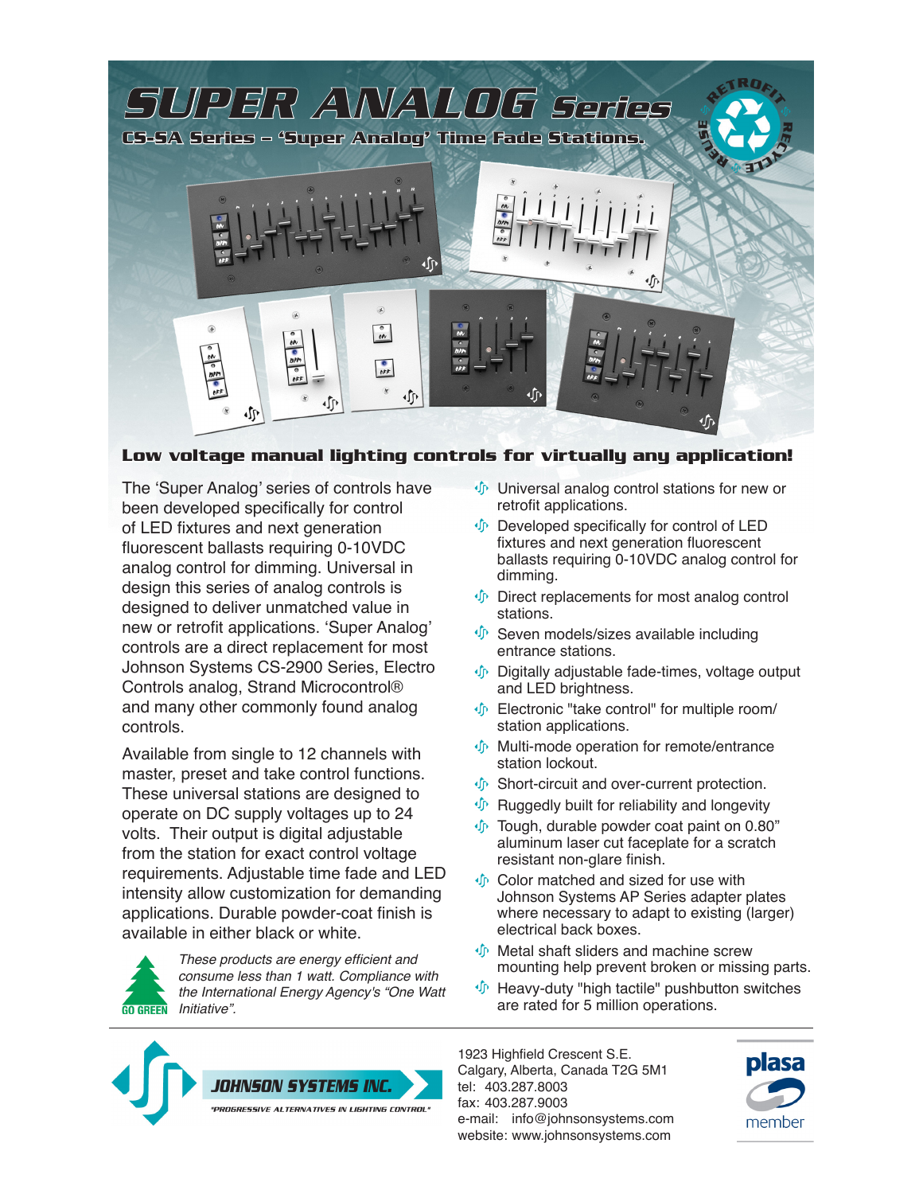# SUPER ANALOG Series

## CS-SA Series – 'Super Analog' Time Fade Stations.

### Low voltage manual lighting controls for virtually any application!

The 'Super Analog' series of controls have been developed specifically for control of LED fixtures and next generation fluorescent ballasts requiring 0-10VDC analog control for dimming. Universal in design this series of analog controls is designed to deliver unmatched value in new or retrofit applications. 'Super Analog' controls are a direct replacement for most Johnson Systems CS-2900 Series, Electro Controls analog, Strand Microcontrol® and many other commonly found analog controls.

Available from single to 12 channels with master, preset and take control functions. These universal stations are designed to operate on DC supply voltages up to 24 volts. Their output is digital adjustable from the station for exact control voltage requirements. Adjustable time fade and LED intensity allow customization for demanding applications. Durable powder-coat finish is available in either black or white.

*These products are energy efficient and consume less than 1 watt. Compliance with the International Energy Agency's "One Watt Initiative".*

- Universal analog control stations for new or retrofit applications.
- Developed specifically for control of LED fixtures and next generation fluorescent ballasts requiring 0-10VDC analog control for dimming.
- Direct replacements for most analog control stations.
- Seven models/sizes available including entrance stations.
- Digitally adjustable fade-times, voltage output and LED brightness.
- Electronic "take control" for multiple room/station applications.
- Multi-mode operation for remote/entrance station lockout.
- Short-circuit and over-current protection.
- Ruggedly built for reliability and longevity
- Tough, durable powder coat paint on 0.80" aluminum laser cut faceplate for a scratch resistant non-glare finish.
- Color matched and sized for use with Johnson Systems AP Series adapter plates where necessary to adapt to existing (larger) electrical back boxes.
- Metal shaft sliders and machine screw mounting help prevent broken or missing parts.
- Heavy-duty "high tactile" pushbutton switches are rated for 5 million operations.

**JOHNSON SYSTEMS INC.**
"PROGRESSIVE ALTERNATIVES IN LIGHTING CONTROL"

1923 Highfield Crescent S.E.
Calgary, Alberta, Canada T2G 5M1
tel: 403.287.8003
fax: 403.287.9003
e-mail: info@johnsonsystems.com
website: www.johnsonsystems.com

plasa member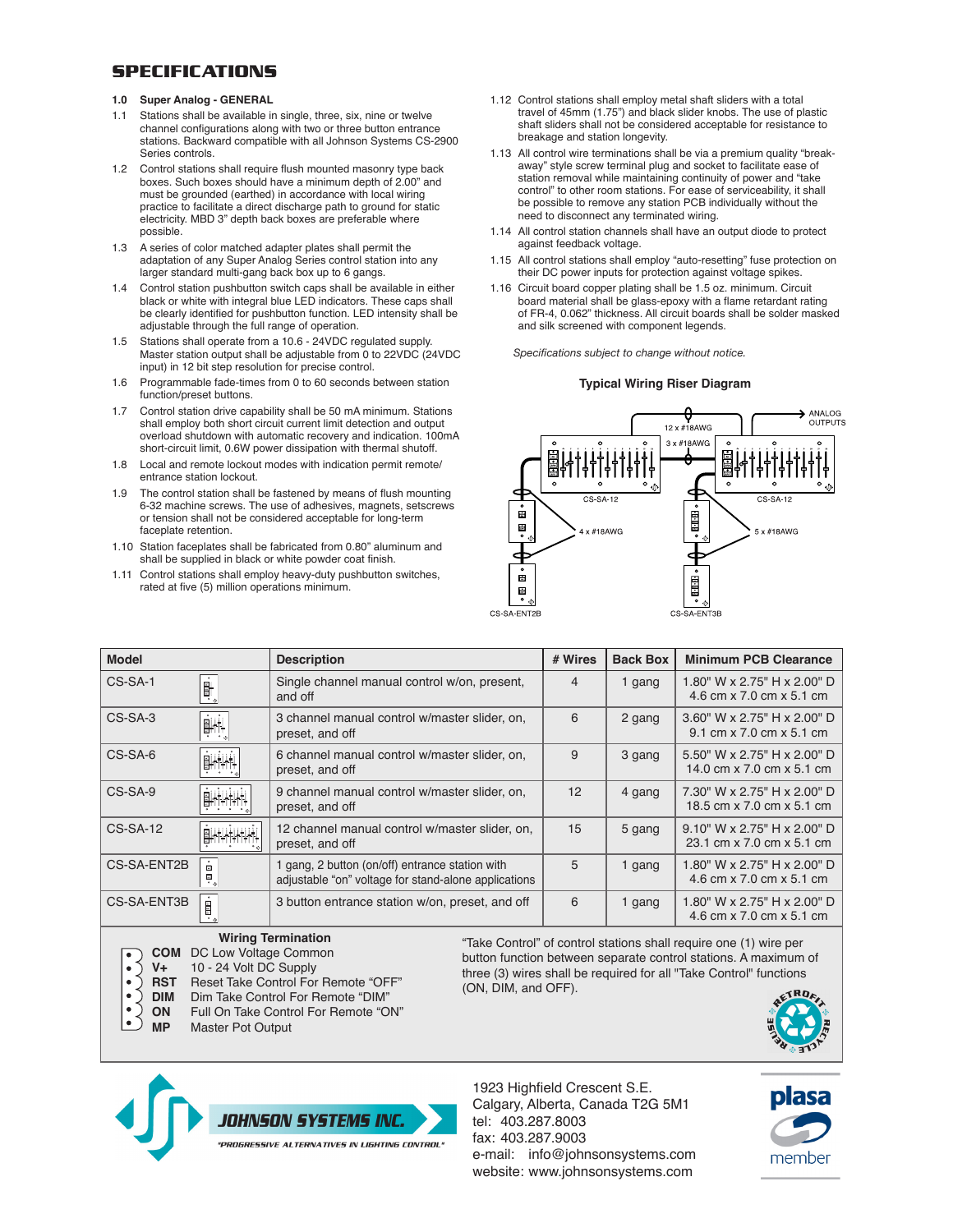# SPECIFICATIONS

**1.0 Super Analog - GENERAL**

1.1 Stations shall be available in single, three, six, nine or twelve channel configurations along with two or three button entrance stations. Backward compatible with all Johnson Systems CS-2900 Series controls.

1.2 Control stations shall require flush mounted masonry type back boxes. Such boxes should have a minimum depth of 2.00" and must be grounded (earthed) in accordance with local wiring practice to facilitate a direct discharge path to ground for static electricity. MBD 3" depth back boxes are preferable where possible.

1.3 A series of color matched adapter plates shall permit the adaptation of any Super Analog Series control station into any larger standard multi-gang back box up to 6 gangs.

1.4 Control station pushbutton switch caps shall be available in either black or white with integral blue LED indicators. These caps shall be clearly identified for pushbutton function. LED intensity shall be adjustable through the full range of operation.

1.5 Stations shall operate from a 10.6 - 24VDC regulated supply. Master station output shall be adjustable from 0 to 22VDC (24VDC input) in 12 bit step resolution for precise control.

1.6 Programmable fade-times from 0 to 60 seconds between station function/preset buttons.

1.7 Control station drive capability shall be 50 mA minimum. Stations shall employ both short circuit current limit detection and output overload shutdown with automatic recovery and indication. 100mA short-circuit limit, 0.6W power dissipation with thermal shutoff.

1.8 Local and remote lockout modes with indication permit remote/entrance station lockout.

1.9 The control station shall be fastened by means of flush mounting 6-32 machine screws. The use of adhesives, magnets, setscrews or tension shall not be considered acceptable for long-term faceplate retention.

1.10 Station faceplates shall be fabricated from 0.80" aluminum and shall be supplied in black or white powder coat finish.

1.11 Control stations shall employ heavy-duty pushbutton switches, rated at five (5) million operations minimum.

1.12 Control stations shall employ metal shaft sliders with a total travel of 45mm (1.75") and black slider knobs. The use of plastic shaft sliders shall not be considered acceptable for resistance to breakage and station longevity.

1.13 All control wire terminations shall be via a premium quality "break-away" style screw terminal plug and socket to facilitate ease of station removal while maintaining continuity of power and "take control" to other room stations. For ease of serviceability, it shall be possible to remove any station PCB individually without the need to disconnect any terminated wiring.

1.14 All control station channels shall have an output diode to protect against feedback voltage.

1.15 All control stations shall employ "auto-resetting" fuse protection on their DC power inputs for protection against voltage spikes.

1.16 Circuit board copper plating shall be 1.5 oz. minimum. Circuit board material shall be glass-epoxy with a flame retardant rating of FR-4, 0.062" thickness. All circuit boards shall be solder masked and silk screened with component legends.

*Specifications subject to change without notice.*

**Typical Wiring Riser Diagram**

12 x #18AWG
3 x #18AWG
ANALOG OUTPUTS
CS-SA-12
CS-SA-12
4 x #18AWG
5 x #18AWG
CS-SA-ENT2B
CS-SA-ENT3B

| Model | Description | # Wires | Back Box | Minimum PCB Clearance |
|---|---|---|---|---|
| CS-SA-1 | Single channel manual control w/on, present, and off | 4 | 1 gang | 1.80" W x 2.75" H x 2.00" D<br>4.6 cm x 7.0 cm x 5.1 cm |
| CS-SA-3 | 3 channel manual control w/master slider, on, preset, and off | 6 | 2 gang | 3.60" W x 2.75" H x 2.00" D<br>9.1 cm x 7.0 cm x 5.1 cm |
| CS-SA-6 | 6 channel manual control w/master slider, on, preset, and off | 9 | 3 gang | 5.50" W x 2.75" H x 2.00" D<br>14.0 cm x 7.0 cm x 5.1 cm |
| CS-SA-9 | 9 channel manual control w/master slider, on, preset, and off | 12 | 4 gang | 7.30" W x 2.75" H x 2.00" D<br>18.5 cm x 7.0 cm x 5.1 cm |
| CS-SA-12 | 12 channel manual control w/master slider, on, preset, and off | 15 | 5 gang | 9.10" W x 2.75" H x 2.00" D<br>23.1 cm x 7.0 cm x 5.1 cm |
| CS-SA-ENT2B | 1 gang, 2 button (on/off) entrance station with adjustable "on" voltage for stand-alone applications | 5 | 1 gang | 1.80" W x 2.75" H x 2.00" D<br>4.6 cm x 7.0 cm x 5.1 cm |
| CS-SA-ENT3B | 3 button entrance station w/on, preset, and off | 6 | 1 gang | 1.80" W x 2.75" H x 2.00" D<br>4.6 cm x 7.0 cm x 5.1 cm |

**Wiring Termination**

| | |
|---|---|
| **COM** | DC Low Voltage Common |
| **V+** | 10 - 24 Volt DC Supply |
| **RST** | Reset Take Control For Remote "OFF" |
| **DIM** | Dim Take Control For Remote "DIM" |
| **ON** | Full On Take Control For Remote "ON" |
| **MP** | Master Pot Output |

"Take Control" of control stations shall require one (1) wire per button function between separate control stations. A maximum of three (3) wires shall be required for all "Take Control" functions (ON, DIM, and OFF).

RETROFIT · REUSE · RECYCLE

JOHNSON SYSTEMS INC.
"PROGRESSIVE ALTERNATIVES IN LIGHTING CONTROL"

1923 Highfield Crescent S.E.
Calgary, Alberta, Canada T2G 5M1
tel: 403.287.8003
fax: 403.287.9003
e-mail: info@johnsonsystems.com
website: www.johnsonsystems.com

plasa member